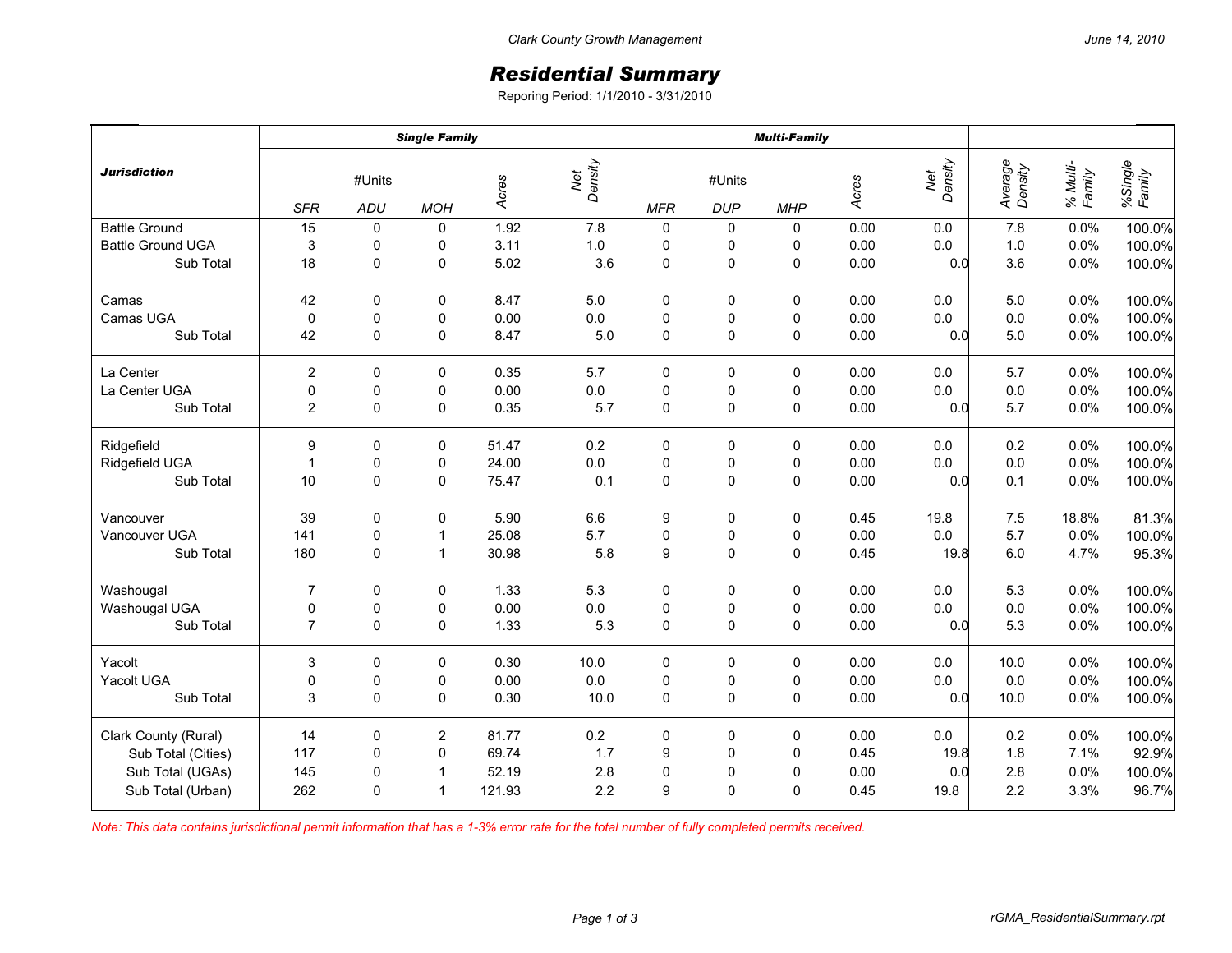Clark County Growth Management

# *Residential Summary*

Reporing Period: 1/1/2010 - 3/31/2010

| Jurisdiction | Single Family | | | | | Multi-Family | | | | | | | |
|---|---|---|---|---|---|---|---|---|---|---|---|---|---|
| | #Units | | | Acres | Net Density | #Units | | | Acres | Net Density | Average Density | % Multi-Family | %Single Family |
| | SFR | ADU | MOH | | | MFR | DUP | MHP | | | | | |
| Battle Ground | 15 | 0 | 0 | 1.92 | 7.8 | 0 | 0 | 0 | 0.00 | 0.0 | 7.8 | 0.0% | 100.0% |
| Battle Ground UGA | 3 | 0 | 0 | 3.11 | 1.0 | 0 | 0 | 0 | 0.00 | 0.0 | 1.0 | 0.0% | 100.0% |
| Sub Total | 18 | 0 | 0 | 5.02 | 3.6 | 0 | 0 | 0 | 0.00 | 0.0 | 3.6 | 0.0% | 100.0% |
| Camas | 42 | 0 | 0 | 8.47 | 5.0 | 0 | 0 | 0 | 0.00 | 0.0 | 5.0 | 0.0% | 100.0% |
| Camas UGA | 0 | 0 | 0 | 0.00 | 0.0 | 0 | 0 | 0 | 0.00 | 0.0 | 0.0 | 0.0% | 100.0% |
| Sub Total | 42 | 0 | 0 | 8.47 | 5.0 | 0 | 0 | 0 | 0.00 | 0.0 | 5.0 | 0.0% | 100.0% |
| La Center | 2 | 0 | 0 | 0.35 | 5.7 | 0 | 0 | 0 | 0.00 | 0.0 | 5.7 | 0.0% | 100.0% |
| La Center UGA | 0 | 0 | 0 | 0.00 | 0.0 | 0 | 0 | 0 | 0.00 | 0.0 | 0.0 | 0.0% | 100.0% |
| Sub Total | 2 | 0 | 0 | 0.35 | 5.7 | 0 | 0 | 0 | 0.00 | 0.0 | 5.7 | 0.0% | 100.0% |
| Ridgefield | 9 | 0 | 0 | 51.47 | 0.2 | 0 | 0 | 0 | 0.00 | 0.0 | 0.2 | 0.0% | 100.0% |
| Ridgefield UGA | 1 | 0 | 0 | 24.00 | 0.0 | 0 | 0 | 0 | 0.00 | 0.0 | 0.0 | 0.0% | 100.0% |
| Sub Total | 10 | 0 | 0 | 75.47 | 0.1 | 0 | 0 | 0 | 0.00 | 0.0 | 0.1 | 0.0% | 100.0% |
| Vancouver | 39 | 0 | 0 | 5.90 | 6.6 | 9 | 0 | 0 | 0.45 | 19.8 | 7.5 | 18.8% | 81.3% |
| Vancouver UGA | 141 | 0 | 1 | 25.08 | 5.7 | 0 | 0 | 0 | 0.00 | 0.0 | 5.7 | 0.0% | 100.0% |
| Sub Total | 180 | 0 | 1 | 30.98 | 5.8 | 9 | 0 | 0 | 0.45 | 19.8 | 6.0 | 4.7% | 95.3% |
| Washougal | 7 | 0 | 0 | 1.33 | 5.3 | 0 | 0 | 0 | 0.00 | 0.0 | 5.3 | 0.0% | 100.0% |
| Washougal UGA | 0 | 0 | 0 | 0.00 | 0.0 | 0 | 0 | 0 | 0.00 | 0.0 | 0.0 | 0.0% | 100.0% |
| Sub Total | 7 | 0 | 0 | 1.33 | 5.3 | 0 | 0 | 0 | 0.00 | 0.0 | 5.3 | 0.0% | 100.0% |
| Yacolt | 3 | 0 | 0 | 0.30 | 10.0 | 0 | 0 | 0 | 0.00 | 0.0 | 10.0 | 0.0% | 100.0% |
| Yacolt UGA | 0 | 0 | 0 | 0.00 | 0.0 | 0 | 0 | 0 | 0.00 | 0.0 | 0.0 | 0.0% | 100.0% |
| Sub Total | 3 | 0 | 0 | 0.30 | 10.0 | 0 | 0 | 0 | 0.00 | 0.0 | 10.0 | 0.0% | 100.0% |
| Clark County (Rural) | 14 | 0 | 2 | 81.77 | 0.2 | 0 | 0 | 0 | 0.00 | 0.0 | 0.2 | 0.0% | 100.0% |
| Sub Total (Cities) | 117 | 0 | 0 | 69.74 | 1.7 | 9 | 0 | 0 | 0.45 | 19.8 | 1.8 | 7.1% | 92.9% |
| Sub Total (UGAs) | 145 | 0 | 1 | 52.19 | 2.8 | 0 | 0 | 0 | 0.00 | 0.0 | 2.8 | 0.0% | 100.0% |
| Sub Total (Urban) | 262 | 0 | 1 | 121.93 | 2.2 | 9 | 0 | 0 | 0.45 | 19.8 | 2.2 | 3.3% | 96.7% |

*Note: This data contains jurisdictional permit information that has a 1-3% error rate for the total number of fully completed permits received.*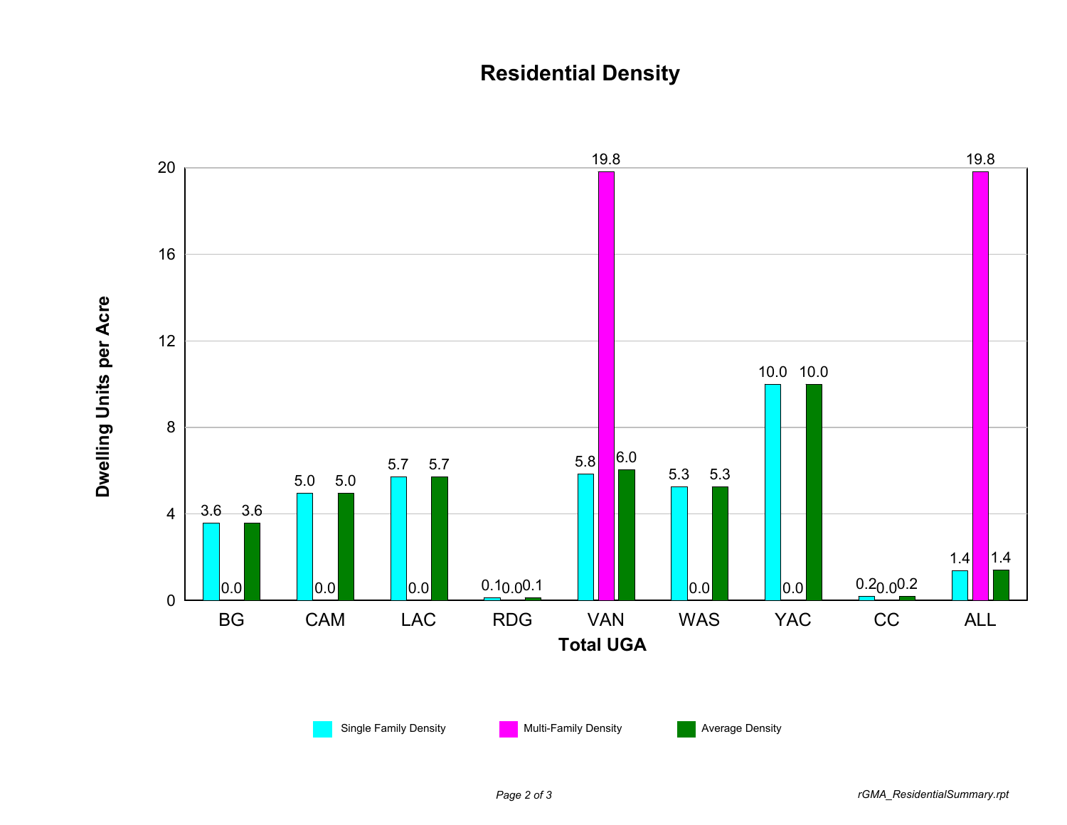# Residential Density

| Total UGA | Single Family Density | Multi-Family Density | Average Density |
|---|---|---|---|
| BG | 3.6 | 0.0 | 3.6 |
| CAM | 5.0 | 0.0 | 5.0 |
| LAC | 5.7 | 0.0 | 5.7 |
| RDG | 0.1 | 0.0 | 0.1 |
| VAN | 5.8 | 19.8 | 6.0 |
| WAS | 5.3 | 0.0 | 5.3 |
| YAC | 10.0 | 0.0 | 10.0 |
| CC | 0.2 | 0.0 | 0.2 |
| ALL | 1.4 | 19.8 | 1.4 |

Y-axis: Dwelling Units per Acre

X-axis: Total UGA

*rGMA_ResidentialSummary.rpt*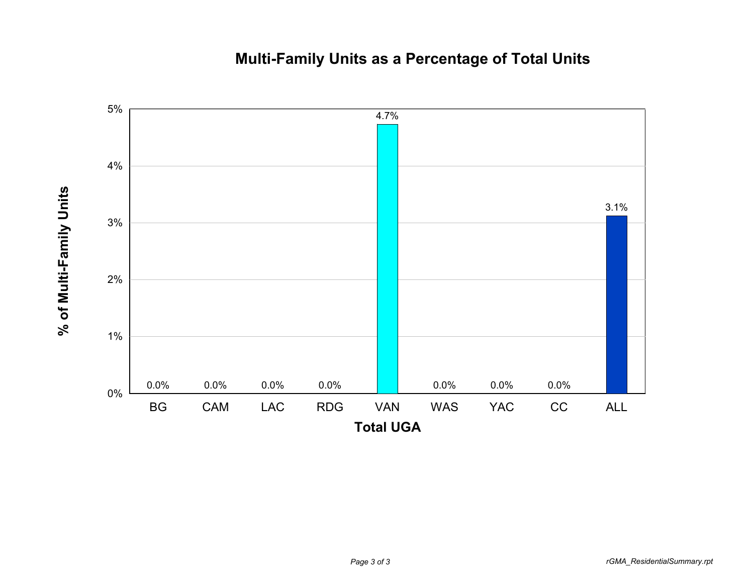# Multi-Family Units as a Percentage of Total Units

% of Multi-Family Units

5%
4%
3%
2%
1%
0%

0.0%
0.0%
0.0%
0.0%
4.7%
0.0%
0.0%
0.0%
3.1%

BG
CAM
LAC
RDG
VAN
WAS
YAC
CC
ALL

Total UGA

*rGMA_ResidentialSummary.rpt*